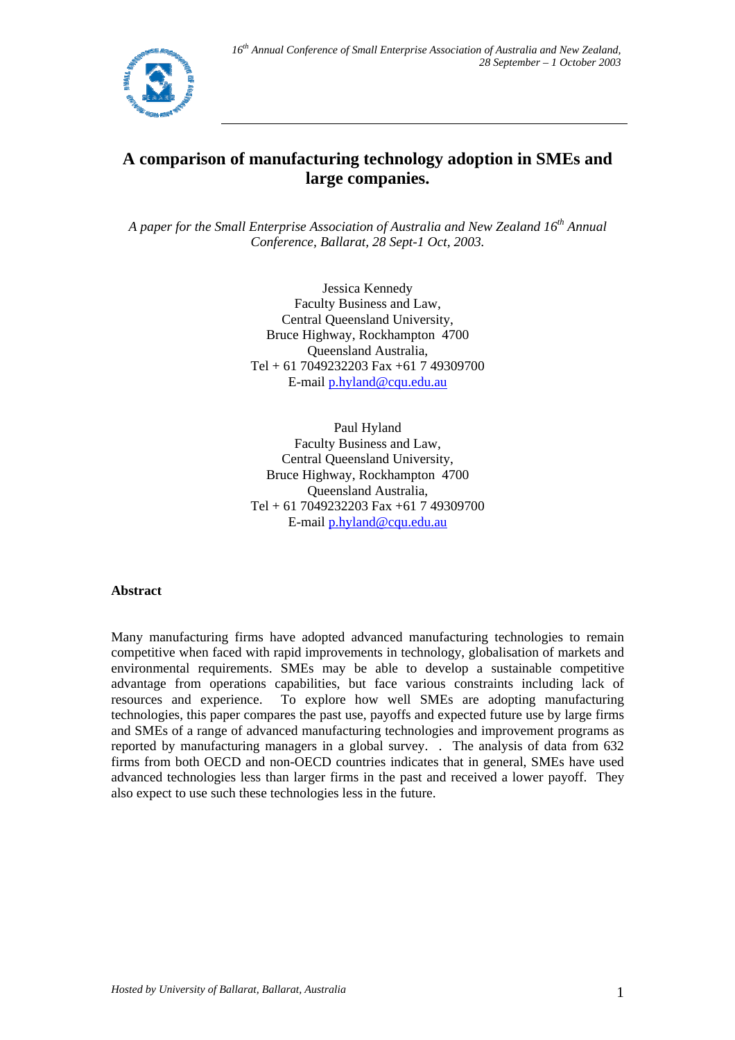# A comparison of manufacturing technology adoption in SMEs and large companies.

*A paper for the Small Enterprise Association of Australia and New Zealand 16th Annual Conference, Ballarat, 28 Sept-1 Oct, 2003.*

Jessica Kennedy
Faculty Business and Law,
Central Queensland University,
Bruce Highway, Rockhampton 4700
Queensland Australia,
Tel + 61 7049232203 Fax +61 7 49309700
E-mail p.hyland@cqu.edu.au

Paul Hyland
Faculty Business and Law,
Central Queensland University,
Bruce Highway, Rockhampton 4700
Queensland Australia,
Tel + 61 7049232203 Fax +61 7 49309700
E-mail p.hyland@cqu.edu.au

## Abstract

Many manufacturing firms have adopted advanced manufacturing technologies to remain competitive when faced with rapid improvements in technology, globalisation of markets and environmental requirements. SMEs may be able to develop a sustainable competitive advantage from operations capabilities, but face various constraints including lack of resources and experience. To explore how well SMEs are adopting manufacturing technologies, this paper compares the past use, payoffs and expected future use by large firms and SMEs of a range of advanced manufacturing technologies and improvement programs as reported by manufacturing managers in a global survey. . The analysis of data from 632 firms from both OECD and non-OECD countries indicates that in general, SMEs have used advanced technologies less than larger firms in the past and received a lower payoff. They also expect to use such these technologies less in the future.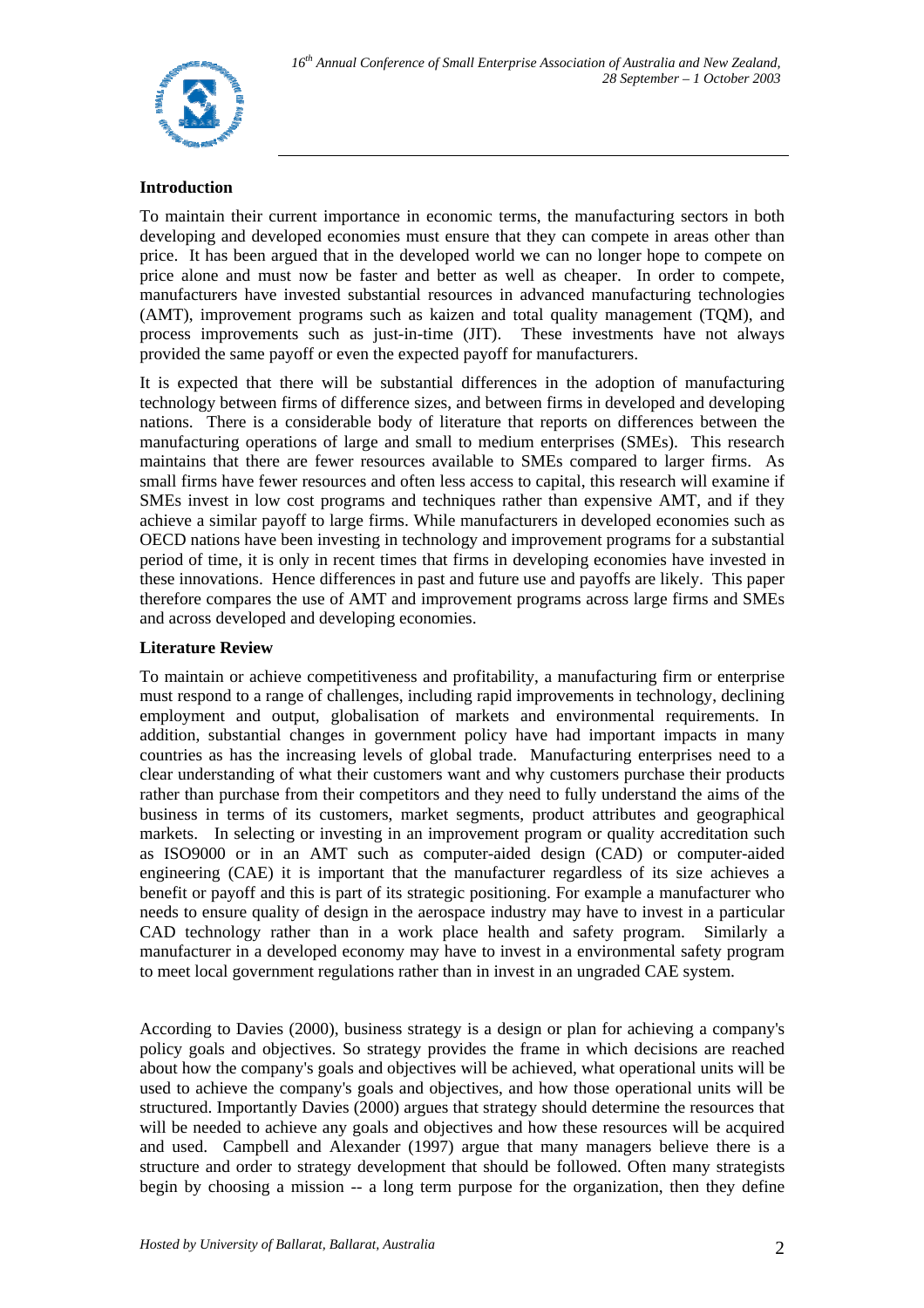## Introduction

To maintain their current importance in economic terms, the manufacturing sectors in both developing and developed economies must ensure that they can compete in areas other than price. It has been argued that in the developed world we can no longer hope to compete on price alone and must now be faster and better as well as cheaper. In order to compete, manufacturers have invested substantial resources in advanced manufacturing technologies (AMT), improvement programs such as kaizen and total quality management (TQM), and process improvements such as just-in-time (JIT). These investments have not always provided the same payoff or even the expected payoff for manufacturers.

It is expected that there will be substantial differences in the adoption of manufacturing technology between firms of difference sizes, and between firms in developed and developing nations. There is a considerable body of literature that reports on differences between the manufacturing operations of large and small to medium enterprises (SMEs). This research maintains that there are fewer resources available to SMEs compared to larger firms. As small firms have fewer resources and often less access to capital, this research will examine if SMEs invest in low cost programs and techniques rather than expensive AMT, and if they achieve a similar payoff to large firms. While manufacturers in developed economies such as OECD nations have been investing in technology and improvement programs for a substantial period of time, it is only in recent times that firms in developing economies have invested in these innovations. Hence differences in past and future use and payoffs are likely. This paper therefore compares the use of AMT and improvement programs across large firms and SMEs and across developed and developing economies.

## Literature Review

To maintain or achieve competitiveness and profitability, a manufacturing firm or enterprise must respond to a range of challenges, including rapid improvements in technology, declining employment and output, globalisation of markets and environmental requirements. In addition, substantial changes in government policy have had important impacts in many countries as has the increasing levels of global trade. Manufacturing enterprises need to a clear understanding of what their customers want and why customers purchase their products rather than purchase from their competitors and they need to fully understand the aims of the business in terms of its customers, market segments, product attributes and geographical markets. In selecting or investing in an improvement program or quality accreditation such as ISO9000 or in an AMT such as computer-aided design (CAD) or computer-aided engineering (CAE) it is important that the manufacturer regardless of its size achieves a benefit or payoff and this is part of its strategic positioning. For example a manufacturer who needs to ensure quality of design in the aerospace industry may have to invest in a particular CAD technology rather than in a work place health and safety program. Similarly a manufacturer in a developed economy may have to invest in a environmental safety program to meet local government regulations rather than in invest in an ungraded CAE system.

According to Davies (2000), business strategy is a design or plan for achieving a company's policy goals and objectives. So strategy provides the frame in which decisions are reached about how the company's goals and objectives will be achieved, what operational units will be used to achieve the company's goals and objectives, and how those operational units will be structured. Importantly Davies (2000) argues that strategy should determine the resources that will be needed to achieve any goals and objectives and how these resources will be acquired and used. Campbell and Alexander (1997) argue that many managers believe there is a structure and order to strategy development that should be followed. Often many strategists begin by choosing a mission -- a long term purpose for the organization, then they define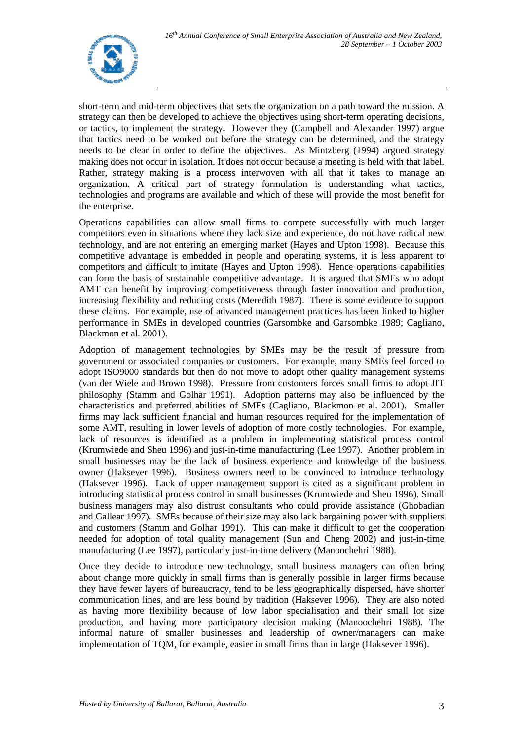short-term and mid-term objectives that sets the organization on a path toward the mission. A strategy can then be developed to achieve the objectives using short-term operating decisions, or tactics, to implement the strategy**.** However they (Campbell and Alexander 1997) argue that tactics need to be worked out before the strategy can be determined, and the strategy needs to be clear in order to define the objectives. As Mintzberg (1994) argued strategy making does not occur in isolation. It does not occur because a meeting is held with that label. Rather, strategy making is a process interwoven with all that it takes to manage an organization. A critical part of strategy formulation is understanding what tactics, technologies and programs are available and which of these will provide the most benefit for the enterprise.

Operations capabilities can allow small firms to compete successfully with much larger competitors even in situations where they lack size and experience, do not have radical new technology, and are not entering an emerging market (Hayes and Upton 1998). Because this competitive advantage is embedded in people and operating systems, it is less apparent to competitors and difficult to imitate (Hayes and Upton 1998). Hence operations capabilities can form the basis of sustainable competitive advantage. It is argued that SMEs who adopt AMT can benefit by improving competitiveness through faster innovation and production, increasing flexibility and reducing costs (Meredith 1987). There is some evidence to support these claims. For example, use of advanced management practices has been linked to higher performance in SMEs in developed countries (Garsombke and Garsombke 1989; Cagliano, Blackmon et al. 2001).

Adoption of management technologies by SMEs may be the result of pressure from government or associated companies or customers. For example, many SMEs feel forced to adopt ISO9000 standards but then do not move to adopt other quality management systems (van der Wiele and Brown 1998). Pressure from customers forces small firms to adopt JIT philosophy (Stamm and Golhar 1991). Adoption patterns may also be influenced by the characteristics and preferred abilities of SMEs (Cagliano, Blackmon et al. 2001). Smaller firms may lack sufficient financial and human resources required for the implementation of some AMT, resulting in lower levels of adoption of more costly technologies. For example, lack of resources is identified as a problem in implementing statistical process control (Krumwiede and Sheu 1996) and just-in-time manufacturing (Lee 1997). Another problem in small businesses may be the lack of business experience and knowledge of the business owner (Haksever 1996). Business owners need to be convinced to introduce technology (Haksever 1996). Lack of upper management support is cited as a significant problem in introducing statistical process control in small businesses (Krumwiede and Sheu 1996). Small business managers may also distrust consultants who could provide assistance (Ghobadian and Gallear 1997). SMEs because of their size may also lack bargaining power with suppliers and customers (Stamm and Golhar 1991). This can make it difficult to get the cooperation needed for adoption of total quality management (Sun and Cheng 2002) and just-in-time manufacturing (Lee 1997), particularly just-in-time delivery (Manoochehri 1988).

Once they decide to introduce new technology, small business managers can often bring about change more quickly in small firms than is generally possible in larger firms because they have fewer layers of bureaucracy, tend to be less geographically dispersed, have shorter communication lines, and are less bound by tradition (Haksever 1996). They are also noted as having more flexibility because of low labor specialisation and their small lot size production, and having more participatory decision making (Manoochehri 1988). The informal nature of smaller businesses and leadership of owner/managers can make implementation of TQM, for example, easier in small firms than in large (Haksever 1996).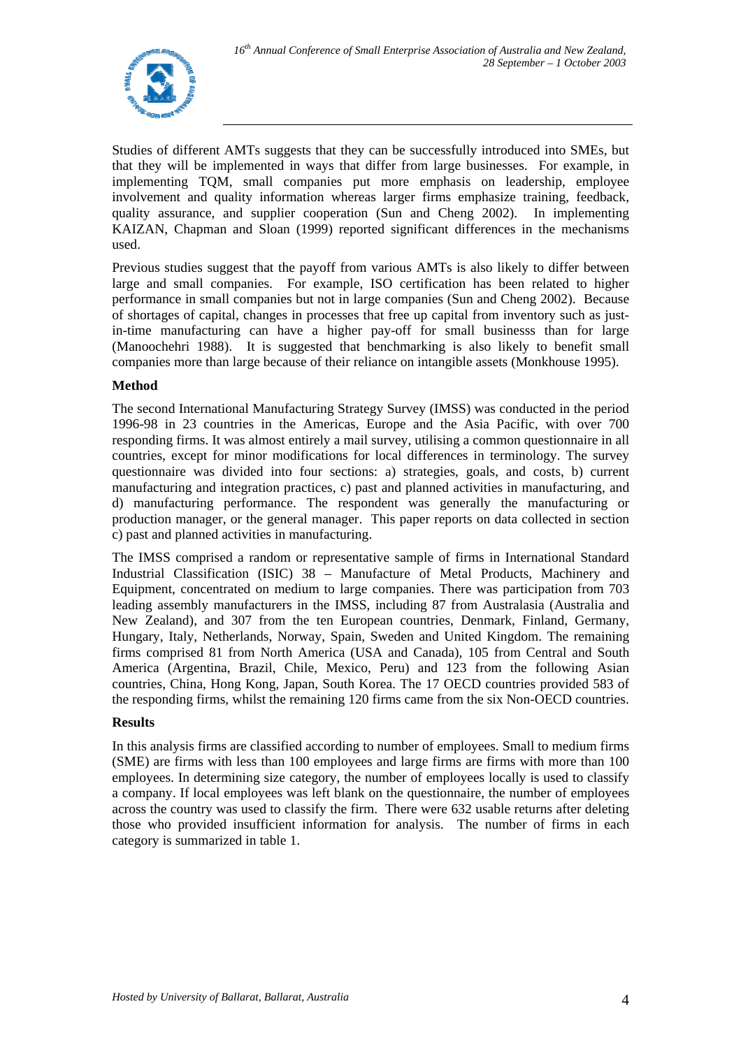Studies of different AMTs suggests that they can be successfully introduced into SMEs, but that they will be implemented in ways that differ from large businesses. For example, in implementing TQM, small companies put more emphasis on leadership, employee involvement and quality information whereas larger firms emphasize training, feedback, quality assurance, and supplier cooperation (Sun and Cheng 2002). In implementing KAIZAN, Chapman and Sloan (1999) reported significant differences in the mechanisms used.

Previous studies suggest that the payoff from various AMTs is also likely to differ between large and small companies. For example, ISO certification has been related to higher performance in small companies but not in large companies (Sun and Cheng 2002). Because of shortages of capital, changes in processes that free up capital from inventory such as just-in-time manufacturing can have a higher pay-off for small businesss than for large (Manoochehri 1988). It is suggested that benchmarking is also likely to benefit small companies more than large because of their reliance on intangible assets (Monkhouse 1995).

**Method**

The second International Manufacturing Strategy Survey (IMSS) was conducted in the period 1996-98 in 23 countries in the Americas, Europe and the Asia Pacific, with over 700 responding firms. It was almost entirely a mail survey, utilising a common questionnaire in all countries, except for minor modifications for local differences in terminology. The survey questionnaire was divided into four sections: a) strategies, goals, and costs, b) current manufacturing and integration practices, c) past and planned activities in manufacturing, and d) manufacturing performance. The respondent was generally the manufacturing or production manager, or the general manager. This paper reports on data collected in section c) past and planned activities in manufacturing.

The IMSS comprised a random or representative sample of firms in International Standard Industrial Classification (ISIC) 38 – Manufacture of Metal Products, Machinery and Equipment, concentrated on medium to large companies. There was participation from 703 leading assembly manufacturers in the IMSS, including 87 from Australasia (Australia and New Zealand), and 307 from the ten European countries, Denmark, Finland, Germany, Hungary, Italy, Netherlands, Norway, Spain, Sweden and United Kingdom. The remaining firms comprised 81 from North America (USA and Canada), 105 from Central and South America (Argentina, Brazil, Chile, Mexico, Peru) and 123 from the following Asian countries, China, Hong Kong, Japan, South Korea. The 17 OECD countries provided 583 of the responding firms, whilst the remaining 120 firms came from the six Non-OECD countries.

**Results**

In this analysis firms are classified according to number of employees. Small to medium firms (SME) are firms with less than 100 employees and large firms are firms with more than 100 employees. In determining size category, the number of employees locally is used to classify a company. If local employees was left blank on the questionnaire, the number of employees across the country was used to classify the firm. There were 632 usable returns after deleting those who provided insufficient information for analysis. The number of firms in each category is summarized in table 1.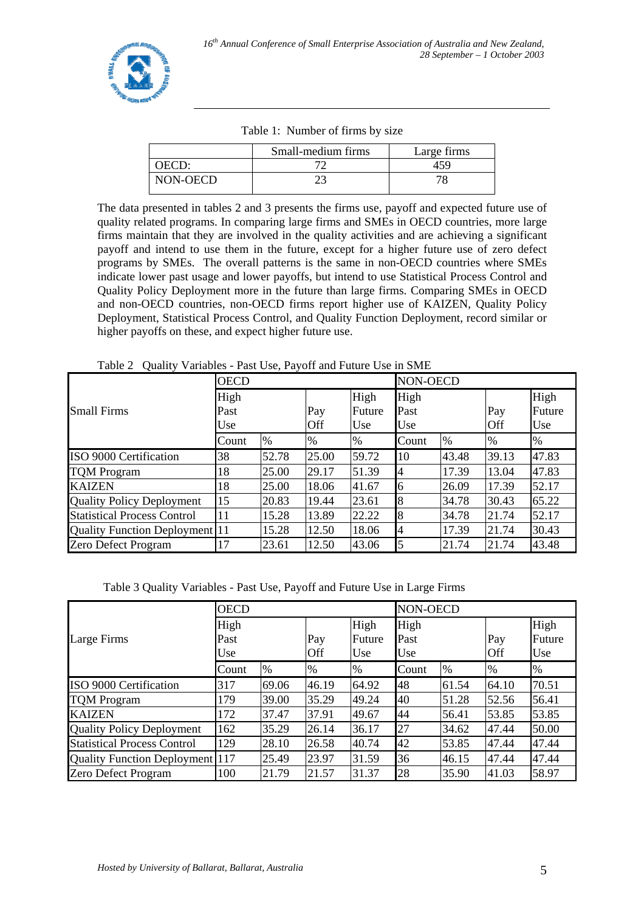Table 1: Number of firms by size

| | Small-medium firms | Large firms |
|---|---|---|
| OECD: | 72 | 459 |
| NON-OECD | 23 | 78 |

The data presented in tables 2 and 3 presents the firms use, payoff and expected future use of quality related programs. In comparing large firms and SMEs in OECD countries, more large firms maintain that they are involved in the quality activities and are achieving a significant payoff and intend to use them in the future, except for a higher future use of zero defect programs by SMEs. The overall patterns is the same in non-OECD countries where SMEs indicate lower past usage and lower payoffs, but intend to use Statistical Process Control and Quality Policy Deployment more in the future than large firms. Comparing SMEs in OECD and non-OECD countries, non-OECD firms report higher use of KAIZEN, Quality Policy Deployment, Statistical Process Control, and Quality Function Deployment, record similar or higher payoffs on these, and expect higher future use.

Table 2 Quality Variables - Past Use, Payoff and Future Use in SME

| Small Firms | OECD | | | | NON-OECD | | | |
|---|---|---|---|---|---|---|---|---|
| | High Past Use | | Pay Off | High Future Use | High Past Use | | Pay Off | High Future Use |
| | Count | % | % | % | Count | % | % | % |
| ISO 9000 Certification | 38 | 52.78 | 25.00 | 59.72 | 10 | 43.48 | 39.13 | 47.83 |
| TQM Program | 18 | 25.00 | 29.17 | 51.39 | 4 | 17.39 | 13.04 | 47.83 |
| KAIZEN | 18 | 25.00 | 18.06 | 41.67 | 6 | 26.09 | 17.39 | 52.17 |
| Quality Policy Deployment | 15 | 20.83 | 19.44 | 23.61 | 8 | 34.78 | 30.43 | 65.22 |
| Statistical Process Control | 11 | 15.28 | 13.89 | 22.22 | 8 | 34.78 | 21.74 | 52.17 |
| Quality Function Deployment | 11 | 15.28 | 12.50 | 18.06 | 4 | 17.39 | 21.74 | 30.43 |
| Zero Defect Program | 17 | 23.61 | 12.50 | 43.06 | 5 | 21.74 | 21.74 | 43.48 |

Table 3 Quality Variables - Past Use, Payoff and Future Use in Large Firms

| Large Firms | OECD | | | | NON-OECD | | | |
|---|---|---|---|---|---|---|---|---|
| | High Past Use | | Pay Off | High Future Use | High Past Use | | Pay Off | High Future Use |
| | Count | % | % | % | Count | % | % | % |
| ISO 9000 Certification | 317 | 69.06 | 46.19 | 64.92 | 48 | 61.54 | 64.10 | 70.51 |
| TQM Program | 179 | 39.00 | 35.29 | 49.24 | 40 | 51.28 | 52.56 | 56.41 |
| KAIZEN | 172 | 37.47 | 37.91 | 49.67 | 44 | 56.41 | 53.85 | 53.85 |
| Quality Policy Deployment | 162 | 35.29 | 26.14 | 36.17 | 27 | 34.62 | 47.44 | 50.00 |
| Statistical Process Control | 129 | 28.10 | 26.58 | 40.74 | 42 | 53.85 | 47.44 | 47.44 |
| Quality Function Deployment | 117 | 25.49 | 23.97 | 31.59 | 36 | 46.15 | 47.44 | 47.44 |
| Zero Defect Program | 100 | 21.79 | 21.57 | 31.37 | 28 | 35.90 | 41.03 | 58.97 |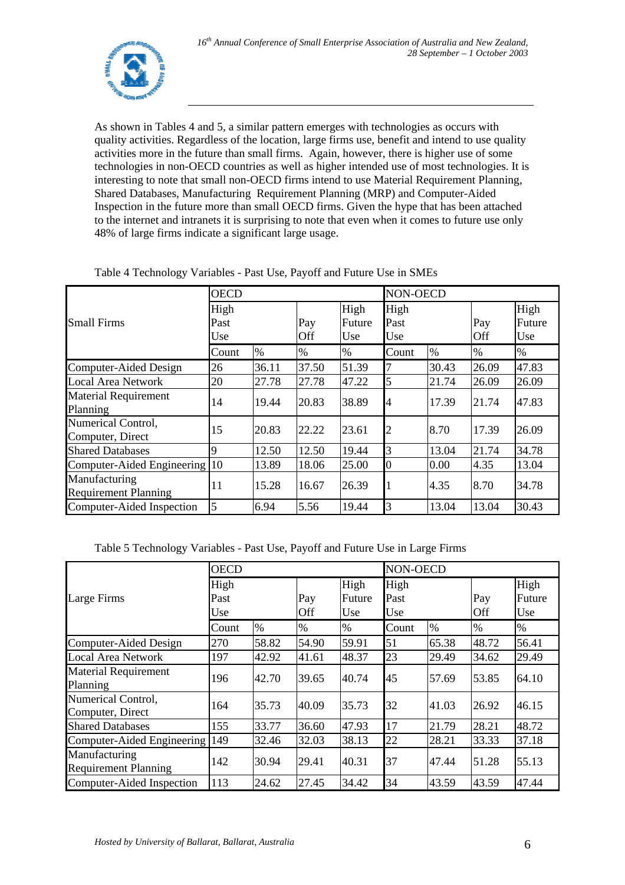As shown in Tables 4 and 5, a similar pattern emerges with technologies as occurs with quality activities. Regardless of the location, large firms use, benefit and intend to use quality activities more in the future than small firms. Again, however, there is higher use of some technologies in non-OECD countries as well as higher intended use of most technologies. It is interesting to note that small non-OECD firms intend to use Material Requirement Planning, Shared Databases, Manufacturing Requirement Planning (MRP) and Computer-Aided Inspection in the future more than small OECD firms. Given the hype that has been attached to the internet and intranets it is surprising to note that even when it comes to future use only 48% of large firms indicate a significant large usage.

Table 4 Technology Variables - Past Use, Payoff and Future Use in SMEs

| Small Firms | OECD | | | | NON-OECD | | | |
|---|---|---|---|---|---|---|---|---|
| | High Past Use | | Pay Off | High Future Use | High Past Use | | Pay Off | High Future Use |
| | Count | % | % | % | Count | % | % | % |
| Computer-Aided Design | 26 | 36.11 | 37.50 | 51.39 | 7 | 30.43 | 26.09 | 47.83 |
| Local Area Network | 20 | 27.78 | 27.78 | 47.22 | 5 | 21.74 | 26.09 | 26.09 |
| Material Requirement Planning | 14 | 19.44 | 20.83 | 38.89 | 4 | 17.39 | 21.74 | 47.83 |
| Numerical Control, Computer, Direct | 15 | 20.83 | 22.22 | 23.61 | 2 | 8.70 | 17.39 | 26.09 |
| Shared Databases | 9 | 12.50 | 12.50 | 19.44 | 3 | 13.04 | 21.74 | 34.78 |
| Computer-Aided Engineering | 10 | 13.89 | 18.06 | 25.00 | 0 | 0.00 | 4.35 | 13.04 |
| Manufacturing Requirement Planning | 11 | 15.28 | 16.67 | 26.39 | 1 | 4.35 | 8.70 | 34.78 |
| Computer-Aided Inspection | 5 | 6.94 | 5.56 | 19.44 | 3 | 13.04 | 13.04 | 30.43 |

Table 5 Technology Variables - Past Use, Payoff and Future Use in Large Firms

| Large Firms | OECD | | | | NON-OECD | | | |
|---|---|---|---|---|---|---|---|---|
| | High Past Use | | Pay Off | High Future Use | High Past Use | | Pay Off | High Future Use |
| | Count | % | % | % | Count | % | % | % |
| Computer-Aided Design | 270 | 58.82 | 54.90 | 59.91 | 51 | 65.38 | 48.72 | 56.41 |
| Local Area Network | 197 | 42.92 | 41.61 | 48.37 | 23 | 29.49 | 34.62 | 29.49 |
| Material Requirement Planning | 196 | 42.70 | 39.65 | 40.74 | 45 | 57.69 | 53.85 | 64.10 |
| Numerical Control, Computer, Direct | 164 | 35.73 | 40.09 | 35.73 | 32 | 41.03 | 26.92 | 46.15 |
| Shared Databases | 155 | 33.77 | 36.60 | 47.93 | 17 | 21.79 | 28.21 | 48.72 |
| Computer-Aided Engineering | 149 | 32.46 | 32.03 | 38.13 | 22 | 28.21 | 33.33 | 37.18 |
| Manufacturing Requirement Planning | 142 | 30.94 | 29.41 | 40.31 | 37 | 47.44 | 51.28 | 55.13 |
| Computer-Aided Inspection | 113 | 24.62 | 27.45 | 34.42 | 34 | 43.59 | 43.59 | 47.44 |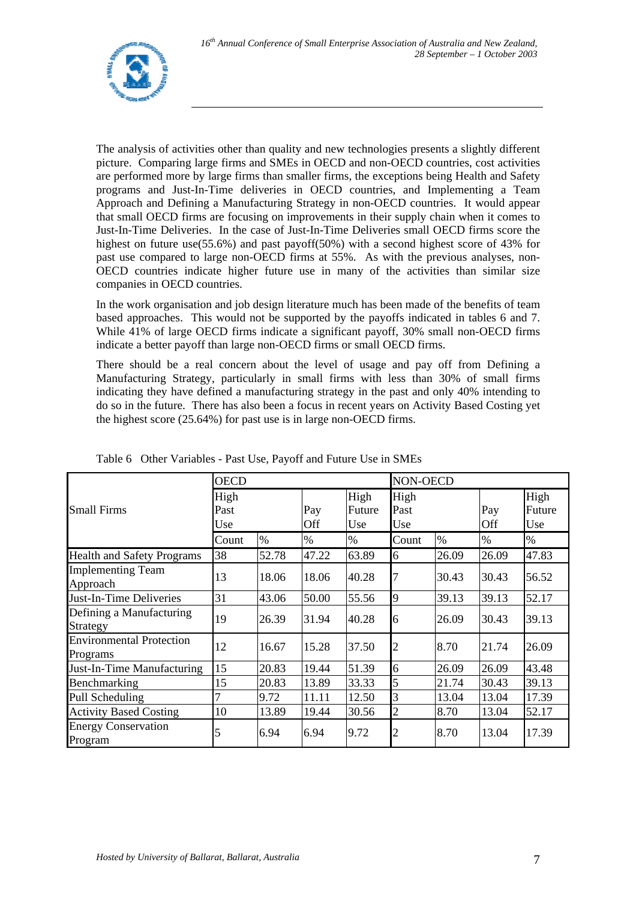The analysis of activities other than quality and new technologies presents a slightly different picture. Comparing large firms and SMEs in OECD and non-OECD countries, cost activities are performed more by large firms than smaller firms, the exceptions being Health and Safety programs and Just-In-Time deliveries in OECD countries, and Implementing a Team Approach and Defining a Manufacturing Strategy in non-OECD countries. It would appear that small OECD firms are focusing on improvements in their supply chain when it comes to Just-In-Time Deliveries. In the case of Just-In-Time Deliveries small OECD firms score the highest on future use(55.6%) and past payoff(50%) with a second highest score of 43% for past use compared to large non-OECD firms at 55%. As with the previous analyses, non-OECD countries indicate higher future use in many of the activities than similar size companies in OECD countries.

In the work organisation and job design literature much has been made of the benefits of team based approaches. This would not be supported by the payoffs indicated in tables 6 and 7. While 41% of large OECD firms indicate a significant payoff, 30% small non-OECD firms indicate a better payoff than large non-OECD firms or small OECD firms.

There should be a real concern about the level of usage and pay off from Defining a Manufacturing Strategy, particularly in small firms with less than 30% of small firms indicating they have defined a manufacturing strategy in the past and only 40% intending to do so in the future. There has also been a focus in recent years on Activity Based Costing yet the highest score (25.64%) for past use is in large non-OECD firms.

Table 6 Other Variables - Past Use, Payoff and Future Use in SMEs

| Small Firms | OECD | | | | NON-OECD | | | |
|---|---|---|---|---|---|---|---|---|
| | High Past Use | | Pay Off | High Future Use | High Past Use | | Pay Off | High Future Use |
| | Count | % | % | % | Count | % | % | % |
| Health and Safety Programs | 38 | 52.78 | 47.22 | 63.89 | 6 | 26.09 | 26.09 | 47.83 |
| Implementing Team Approach | 13 | 18.06 | 18.06 | 40.28 | 7 | 30.43 | 30.43 | 56.52 |
| Just-In-Time Deliveries | 31 | 43.06 | 50.00 | 55.56 | 9 | 39.13 | 39.13 | 52.17 |
| Defining a Manufacturing Strategy | 19 | 26.39 | 31.94 | 40.28 | 6 | 26.09 | 30.43 | 39.13 |
| Environmental Protection Programs | 12 | 16.67 | 15.28 | 37.50 | 2 | 8.70 | 21.74 | 26.09 |
| Just-In-Time Manufacturing | 15 | 20.83 | 19.44 | 51.39 | 6 | 26.09 | 26.09 | 43.48 |
| Benchmarking | 15 | 20.83 | 13.89 | 33.33 | 5 | 21.74 | 30.43 | 39.13 |
| Pull Scheduling | 7 | 9.72 | 11.11 | 12.50 | 3 | 13.04 | 13.04 | 17.39 |
| Activity Based Costing | 10 | 13.89 | 19.44 | 30.56 | 2 | 8.70 | 13.04 | 52.17 |
| Energy Conservation Program | 5 | 6.94 | 6.94 | 9.72 | 2 | 8.70 | 13.04 | 17.39 |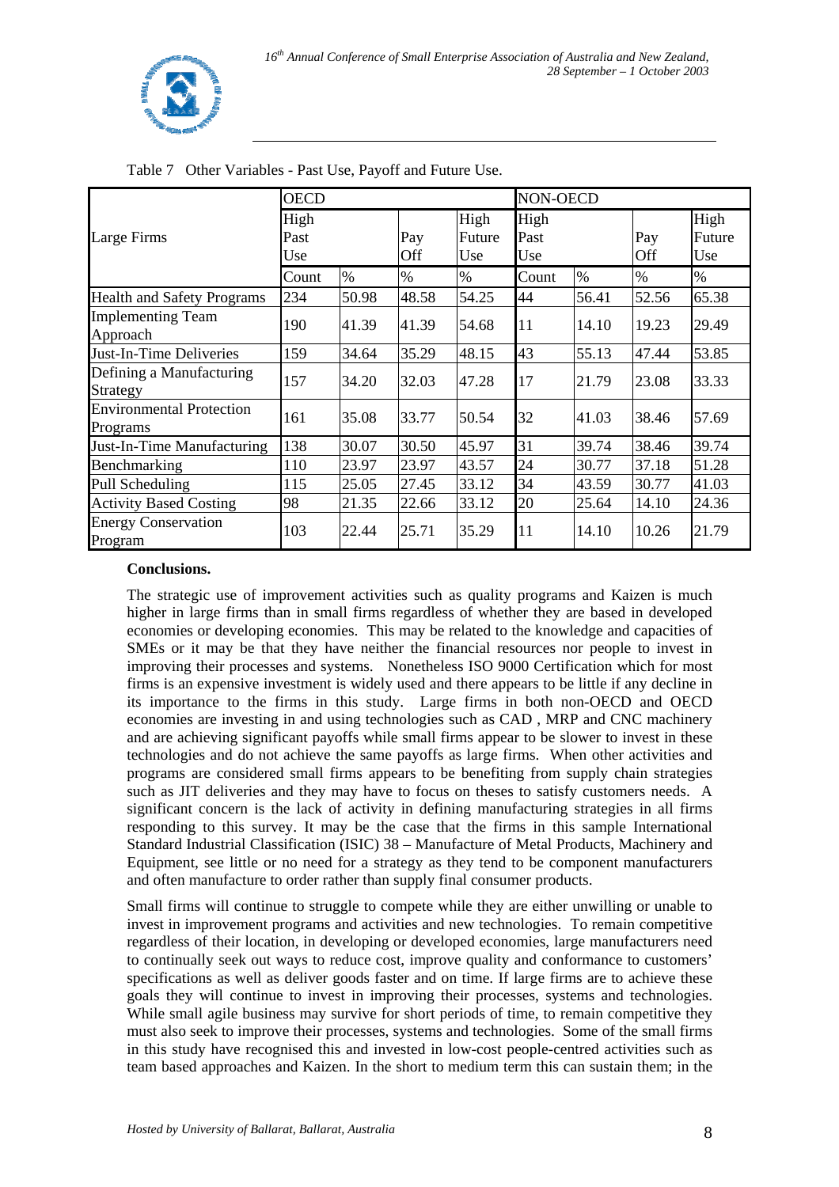Table 7 Other Variables - Past Use, Payoff and Future Use.

| Large Firms | OECD | | | | NON-OECD | | | |
|---|---|---|---|---|---|---|---|---|
| | High Past Use | | Pay Off | High Future Use | High Past Use | | Pay Off | High Future Use |
| | Count | % | % | % | Count | % | % | % |
| Health and Safety Programs | 234 | 50.98 | 48.58 | 54.25 | 44 | 56.41 | 52.56 | 65.38 |
| Implementing Team Approach | 190 | 41.39 | 41.39 | 54.68 | 11 | 14.10 | 19.23 | 29.49 |
| Just-In-Time Deliveries | 159 | 34.64 | 35.29 | 48.15 | 43 | 55.13 | 47.44 | 53.85 |
| Defining a Manufacturing Strategy | 157 | 34.20 | 32.03 | 47.28 | 17 | 21.79 | 23.08 | 33.33 |
| Environmental Protection Programs | 161 | 35.08 | 33.77 | 50.54 | 32 | 41.03 | 38.46 | 57.69 |
| Just-In-Time Manufacturing | 138 | 30.07 | 30.50 | 45.97 | 31 | 39.74 | 38.46 | 39.74 |
| Benchmarking | 110 | 23.97 | 23.97 | 43.57 | 24 | 30.77 | 37.18 | 51.28 |
| Pull Scheduling | 115 | 25.05 | 27.45 | 33.12 | 34 | 43.59 | 30.77 | 41.03 |
| Activity Based Costing | 98 | 21.35 | 22.66 | 33.12 | 20 | 25.64 | 14.10 | 24.36 |
| Energy Conservation Program | 103 | 22.44 | 25.71 | 35.29 | 11 | 14.10 | 10.26 | 21.79 |

**Conclusions.**

The strategic use of improvement activities such as quality programs and Kaizen is much higher in large firms than in small firms regardless of whether they are based in developed economies or developing economies. This may be related to the knowledge and capacities of SMEs or it may be that they have neither the financial resources nor people to invest in improving their processes and systems. Nonetheless ISO 9000 Certification which for most firms is an expensive investment is widely used and there appears to be little if any decline in its importance to the firms in this study. Large firms in both non-OECD and OECD economies are investing in and using technologies such as CAD , MRP and CNC machinery and are achieving significant payoffs while small firms appear to be slower to invest in these technologies and do not achieve the same payoffs as large firms. When other activities and programs are considered small firms appears to be benefiting from supply chain strategies such as JIT deliveries and they may have to focus on theses to satisfy customers needs. A significant concern is the lack of activity in defining manufacturing strategies in all firms responding to this survey. It may be the case that the firms in this sample International Standard Industrial Classification (ISIC) 38 – Manufacture of Metal Products, Machinery and Equipment, see little or no need for a strategy as they tend to be component manufacturers and often manufacture to order rather than supply final consumer products.

Small firms will continue to struggle to compete while they are either unwilling or unable to invest in improvement programs and activities and new technologies. To remain competitive regardless of their location, in developing or developed economies, large manufacturers need to continually seek out ways to reduce cost, improve quality and conformance to customers' specifications as well as deliver goods faster and on time. If large firms are to achieve these goals they will continue to invest in improving their processes, systems and technologies. While small agile business may survive for short periods of time, to remain competitive they must also seek to improve their processes, systems and technologies. Some of the small firms in this study have recognised this and invested in low-cost people-centred activities such as team based approaches and Kaizen. In the short to medium term this can sustain them; in the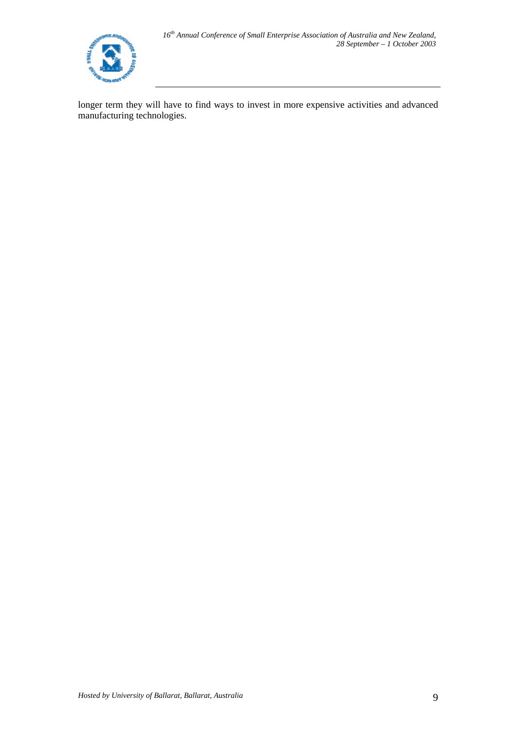longer term they will have to find ways to invest in more expensive activities and advanced manufacturing technologies.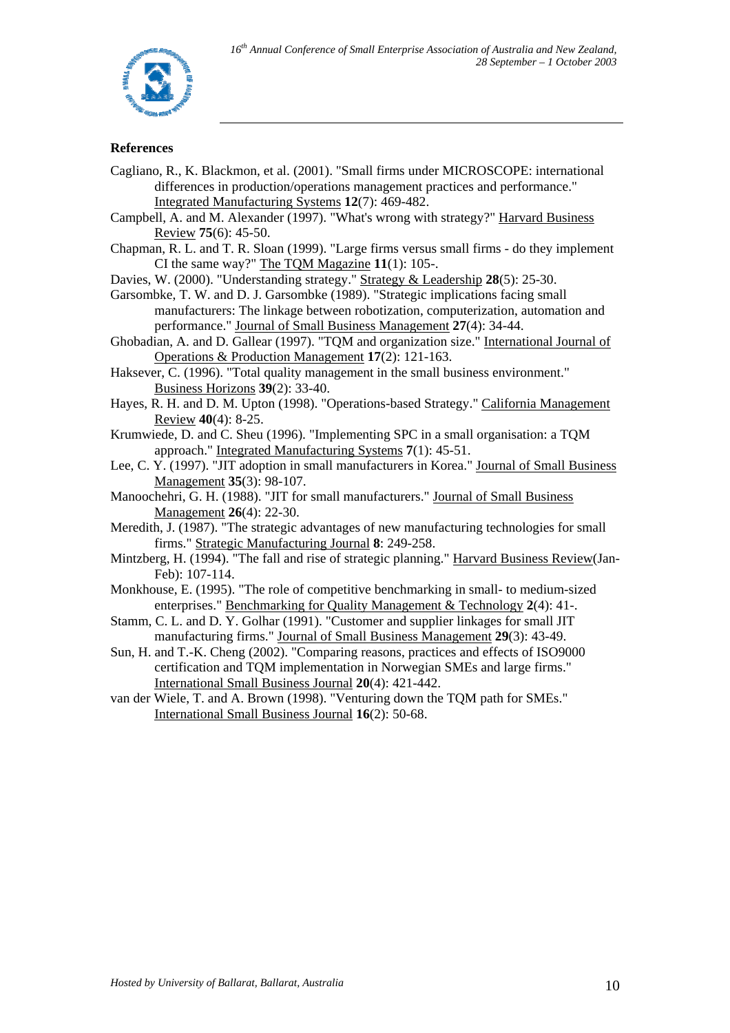## References

Cagliano, R., K. Blackmon, et al. (2001). "Small firms under MICROSCOPE: international differences in production/operations management practices and performance." Integrated Manufacturing Systems **12**(7): 469-482.

Campbell, A. and M. Alexander (1997). "What's wrong with strategy?" Harvard Business Review **75**(6): 45-50.

Chapman, R. L. and T. R. Sloan (1999). "Large firms versus small firms - do they implement CI the same way?" The TQM Magazine **11**(1): 105-.

Davies, W. (2000). "Understanding strategy." Strategy & Leadership **28**(5): 25-30.

Garsombke, T. W. and D. J. Garsombke (1989). "Strategic implications facing small manufacturers: The linkage between robotization, computerization, automation and performance." Journal of Small Business Management **27**(4): 34-44.

Ghobadian, A. and D. Gallear (1997). "TQM and organization size." International Journal of Operations & Production Management **17**(2): 121-163.

Haksever, C. (1996). "Total quality management in the small business environment." Business Horizons **39**(2): 33-40.

Hayes, R. H. and D. M. Upton (1998). "Operations-based Strategy." California Management Review **40**(4): 8-25.

Krumwiede, D. and C. Sheu (1996). "Implementing SPC in a small organisation: a TQM approach." Integrated Manufacturing Systems **7**(1): 45-51.

Lee, C. Y. (1997). "JIT adoption in small manufacturers in Korea." Journal of Small Business Management **35**(3): 98-107.

Manoochehri, G. H. (1988). "JIT for small manufacturers." Journal of Small Business Management **26**(4): 22-30.

Meredith, J. (1987). "The strategic advantages of new manufacturing technologies for small firms." Strategic Manufacturing Journal **8**: 249-258.

Mintzberg, H. (1994). "The fall and rise of strategic planning." Harvard Business Review(Jan-Feb): 107-114.

Monkhouse, E. (1995). "The role of competitive benchmarking in small- to medium-sized enterprises." Benchmarking for Quality Management & Technology **2**(4): 41-.

Stamm, C. L. and D. Y. Golhar (1991). "Customer and supplier linkages for small JIT manufacturing firms." Journal of Small Business Management **29**(3): 43-49.

Sun, H. and T.-K. Cheng (2002). "Comparing reasons, practices and effects of ISO9000 certification and TQM implementation in Norwegian SMEs and large firms." International Small Business Journal **20**(4): 421-442.

van der Wiele, T. and A. Brown (1998). "Venturing down the TQM path for SMEs." International Small Business Journal **16**(2): 50-68.